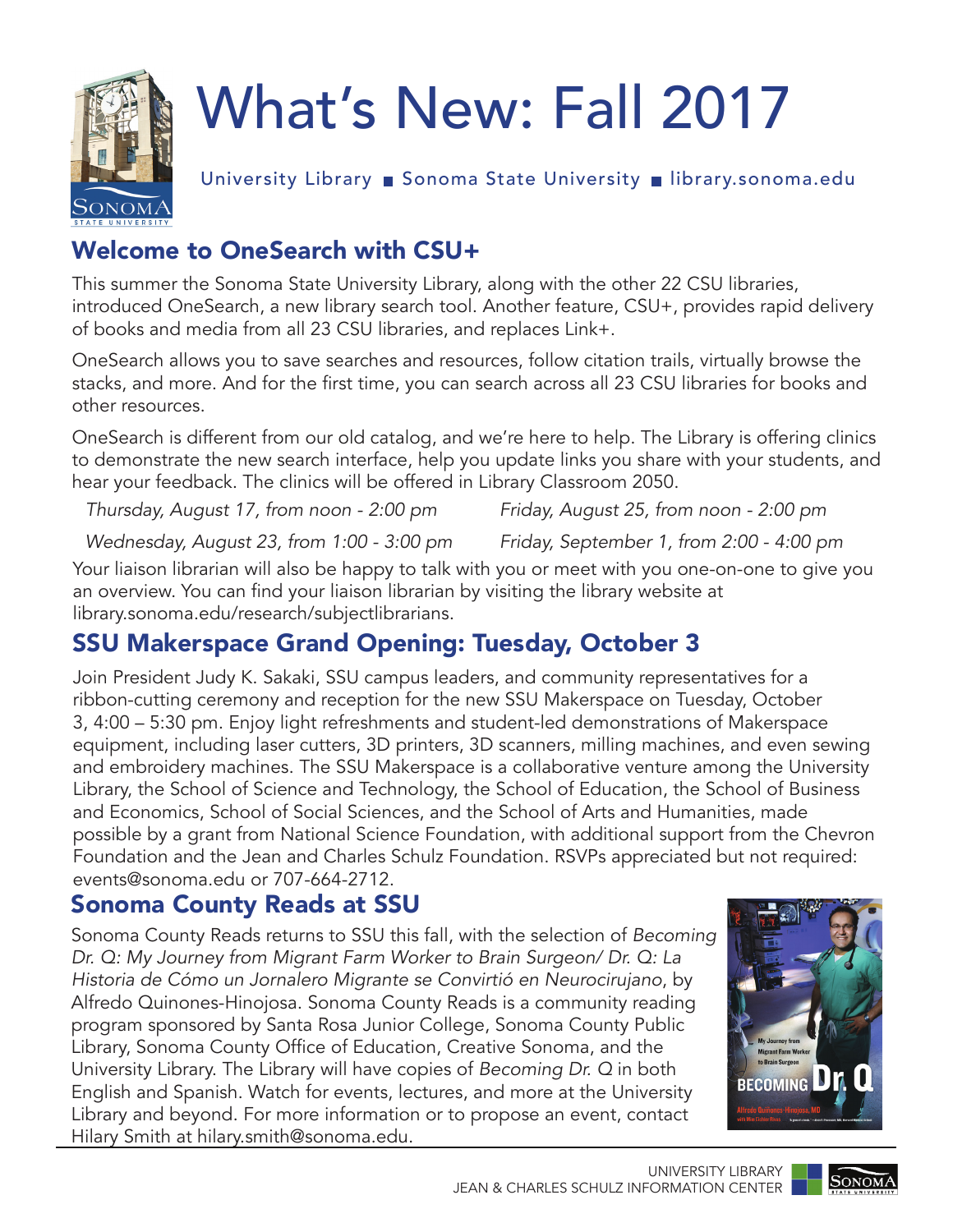# What's New: Fall 2017

University Library ■ Sonoma State University ■ library.sonoma.edu

## Welcome to OneSearch with CSU+

This summer the Sonoma State University Library, along with the other 22 CSU libraries, introduced OneSearch, a new library search tool. Another feature, CSU+, provides rapid delivery of books and media from all 23 CSU libraries, and replaces Link+.

OneSearch allows you to save searches and resources, follow citation trails, virtually browse the stacks, and more. And for the first time, you can search across all 23 CSU libraries for books and other resources.

OneSearch is different from our old catalog, and we're here to help. The Library is offering clinics to demonstrate the new search interface, help you update links you share with your students, and hear your feedback. The clinics will be offered in Library Classroom 2050.

*Thursday, August 17, from noon - 2:00 pm*

*Wednesday, August 23, from 1:00 - 3:00 pm*

*Friday, August 25, from noon - 2:00 pm*

*Friday, September 1, from 2:00 - 4:00 pm*

Your liaison librarian will also be happy to talk with you or meet with you one-on-one to give you an overview. You can find your liaison librarian by visiting the library website at library.sonoma.edu/research/subjectlibrarians.

## SSU Makerspace Grand Opening: Tuesday, October 3

Join President Judy K. Sakaki, SSU campus leaders, and community representatives for a ribbon-cutting ceremony and reception for the new SSU Makerspace on Tuesday, October 3, 4:00 – 5:30 pm. Enjoy light refreshments and student-led demonstrations of Makerspace equipment, including laser cutters, 3D printers, 3D scanners, milling machines, and even sewing and embroidery machines. The SSU Makerspace is a collaborative venture among the University Library, the School of Science and Technology, the School of Education, the School of Business and Economics, School of Social Sciences, and the School of Arts and Humanities, made possible by a grant from National Science Foundation, with additional support from the Chevron Foundation and the Jean and Charles Schulz Foundation. RSVPs appreciated but not required: events@sonoma.edu or 707-664-2712.

## Sonoma County Reads at SSU

Sonoma County Reads returns to SSU this fall, with the selection of *Becoming Dr. Q: My Journey from Migrant Farm Worker to Brain Surgeon/ Dr. Q: La Historia de Cómo un Jornalero Migrante se Convirtió en Neurocirujano*, by Alfredo Quinones-Hinojosa. Sonoma County Reads is a community reading program sponsored by Santa Rosa Junior College, Sonoma County Public Library, Sonoma County Office of Education, Creative Sonoma, and the University Library. The Library will have copies of *Becoming Dr. Q* in both English and Spanish. Watch for events, lectures, and more at the University Library and beyond. For more information or to propose an event, contact Hilary Smith at hilary.smith@sonoma.edu.

UNIVERSITY LIBRARY
JEAN & CHARLES SCHULZ INFORMATION CENTER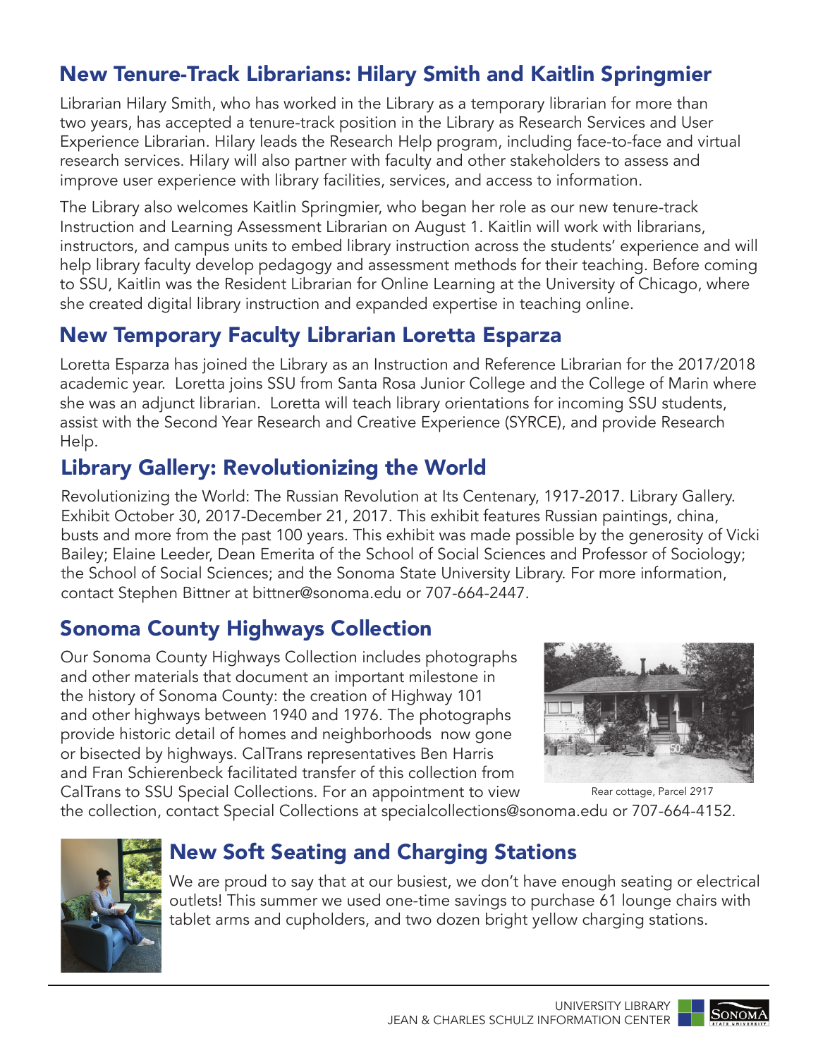## New Tenure-Track Librarians: Hilary Smith and Kaitlin Springmier

Librarian Hilary Smith, who has worked in the Library as a temporary librarian for more than two years, has accepted a tenure-track position in the Library as Research Services and User Experience Librarian. Hilary leads the Research Help program, including face-to-face and virtual research services. Hilary will also partner with faculty and other stakeholders to assess and improve user experience with library facilities, services, and access to information.

The Library also welcomes Kaitlin Springmier, who began her role as our new tenure-track Instruction and Learning Assessment Librarian on August 1. Kaitlin will work with librarians, instructors, and campus units to embed library instruction across the students' experience and will help library faculty develop pedagogy and assessment methods for their teaching. Before coming to SSU, Kaitlin was the Resident Librarian for Online Learning at the University of Chicago, where she created digital library instruction and expanded expertise in teaching online.

## New Temporary Faculty Librarian Loretta Esparza

Loretta Esparza has joined the Library as an Instruction and Reference Librarian for the 2017/2018 academic year. Loretta joins SSU from Santa Rosa Junior College and the College of Marin where she was an adjunct librarian. Loretta will teach library orientations for incoming SSU students, assist with the Second Year Research and Creative Experience (SYRCE), and provide Research Help.

## Library Gallery: Revolutionizing the World

Revolutionizing the World: The Russian Revolution at Its Centenary, 1917-2017. Library Gallery. Exhibit October 30, 2017-December 21, 2017. This exhibit features Russian paintings, china, busts and more from the past 100 years. This exhibit was made possible by the generosity of Vicki Bailey; Elaine Leeder, Dean Emerita of the School of Social Sciences and Professor of Sociology; the School of Social Sciences; and the Sonoma State University Library. For more information, contact Stephen Bittner at bittner@sonoma.edu or 707-664-2447.

## Sonoma County Highways Collection

Our Sonoma County Highways Collection includes photographs and other materials that document an important milestone in the history of Sonoma County: the creation of Highway 101 and other highways between 1940 and 1976. The photographs provide historic detail of homes and neighborhoods now gone or bisected by highways. CalTrans representatives Ben Harris and Fran Schierenbeck facilitated transfer of this collection from CalTrans to SSU Special Collections. For an appointment to view the collection, contact Special Collections at specialcollections@sonoma.edu or 707-664-4152.

Rear cottage, Parcel 2917

## New Soft Seating and Charging Stations

We are proud to say that at our busiest, we don't have enough seating or electrical outlets! This summer we used one-time savings to purchase 61 lounge chairs with tablet arms and cupholders, and two dozen bright yellow charging stations.

UNIVERSITY LIBRARY
JEAN & CHARLES SCHULZ INFORMATION CENTER